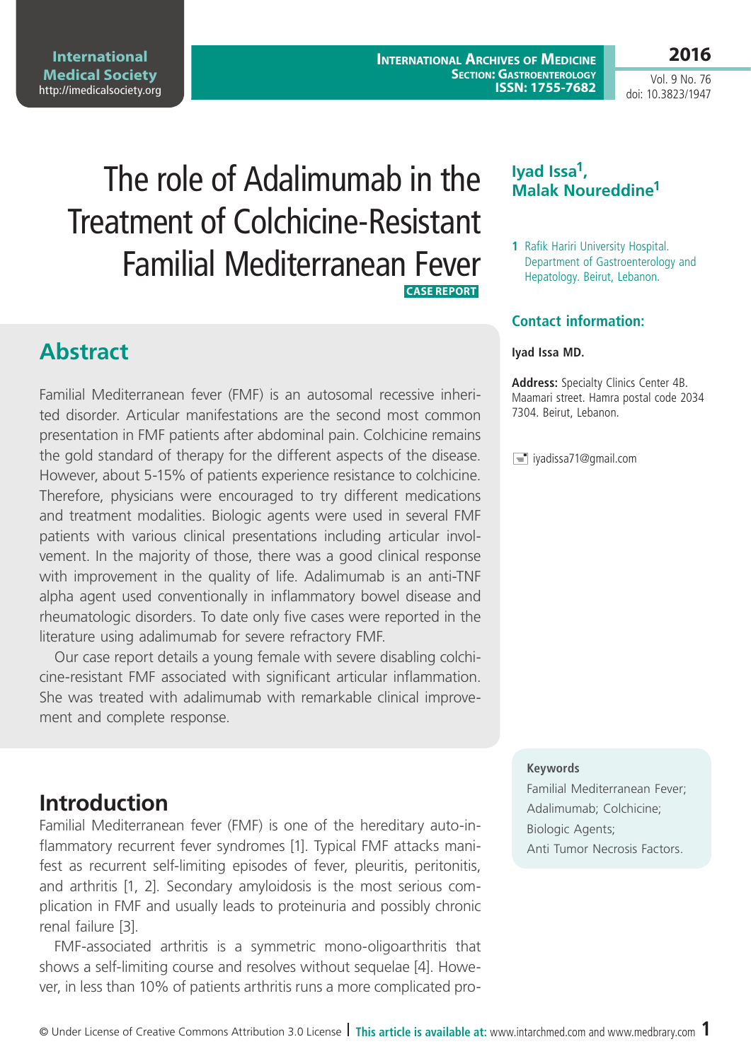# The role of Adalimumab in the Treatment of Colchicine-Resistant Familial Mediterranean Fever

**CASE REPORT**

**Iyad Issa[1], Malak Noureddine[1]**

1 Rafik Hariri University Hospital. Department of Gastroenterology and Hepatology. Beirut, Lebanon.

**Contact information:**

**Iyad Issa MD.**

**Address:** Specialty Clinics Center 4B. Maamari street. Hamra postal code 2034 7304. Beirut, Lebanon.

iyadissa71@gmail.com

## Abstract

Familial Mediterranean fever (FMF) is an autosomal recessive inherited disorder. Articular manifestations are the second most common presentation in FMF patients after abdominal pain. Colchicine remains the gold standard of therapy for the different aspects of the disease. However, about 5-15% of patients experience resistance to colchicine. Therefore, physicians were encouraged to try different medications and treatment modalities. Biologic agents were used in several FMF patients with various clinical presentations including articular involvement. In the majority of those, there was a good clinical response with improvement in the quality of life. Adalimumab is an anti-TNF alpha agent used conventionally in inflammatory bowel disease and rheumatologic disorders. To date only five cases were reported in the literature using adalimumab for severe refractory FMF.

Our case report details a young female with severe disabling colchicine-resistant FMF associated with significant articular inflammation. She was treated with adalimumab with remarkable clinical improvement and complete response.

**Keywords**

Familial Mediterranean Fever; Adalimumab; Colchicine; Biologic Agents; Anti Tumor Necrosis Factors.

## Introduction

Familial Mediterranean fever (FMF) is one of the hereditary auto-inflammatory recurrent fever syndromes [1]. Typical FMF attacks manifest as recurrent self-limiting episodes of fever, pleuritis, peritonitis, and arthritis [1, 2]. Secondary amyloidosis is the most serious complication in FMF and usually leads to proteinuria and possibly chronic renal failure [3].

FMF-associated arthritis is a symmetric mono-oligoarthritis that shows a self-limiting course and resolves without sequelae [4]. However, in less than 10% of patients arthritis runs a more complicated pro-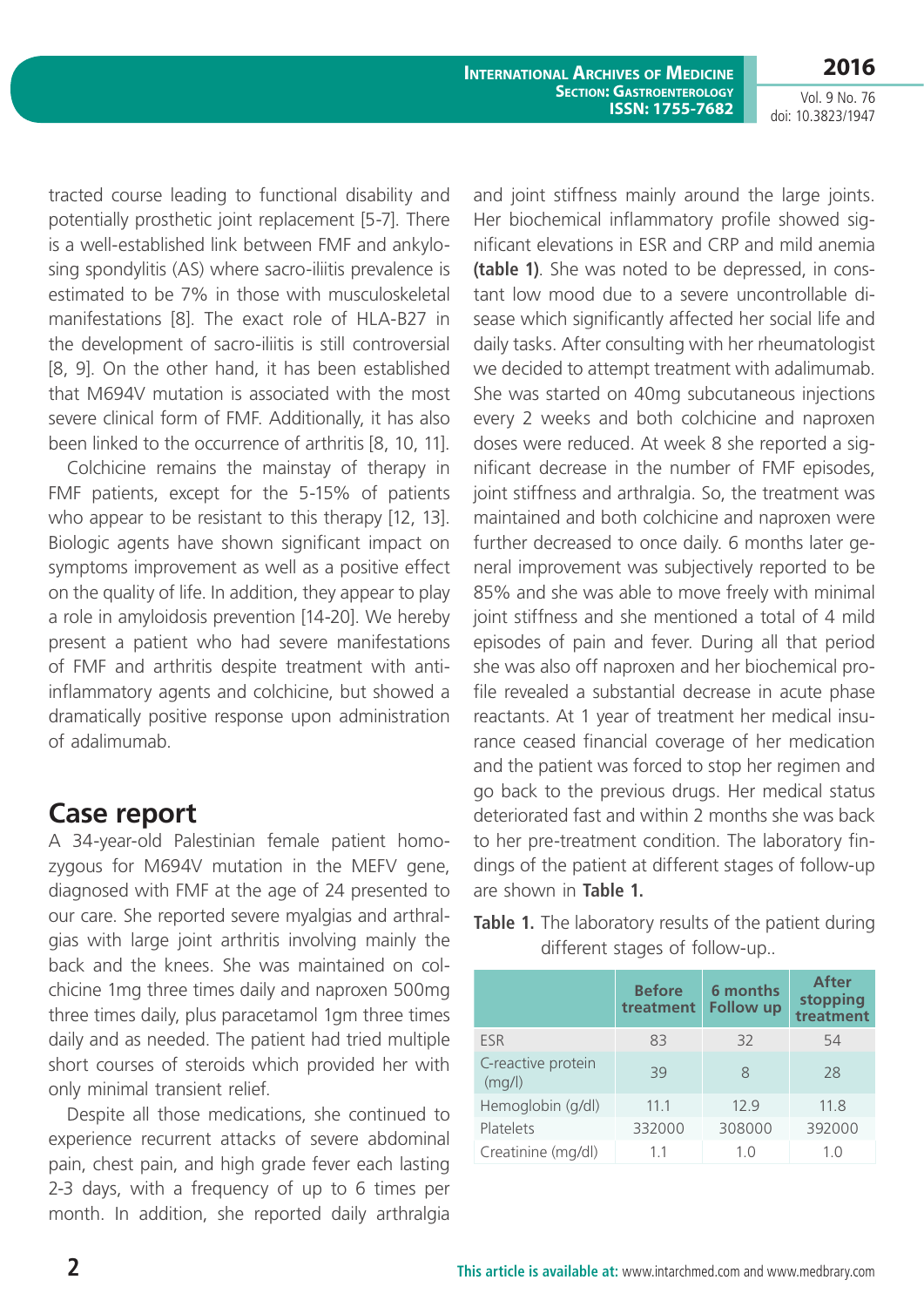tracted course leading to functional disability and potentially prosthetic joint replacement [5-7]. There is a well-established link between FMF and ankylosing spondylitis (AS) where sacro-iliitis prevalence is estimated to be 7% in those with musculoskeletal manifestations [8]. The exact role of HLA-B27 in the development of sacro-iliitis is still controversial [8, 9]. On the other hand, it has been established that M694V mutation is associated with the most severe clinical form of FMF. Additionally, it has also been linked to the occurrence of arthritis [8, 10, 11].

Colchicine remains the mainstay of therapy in FMF patients, except for the 5-15% of patients who appear to be resistant to this therapy [12, 13]. Biologic agents have shown significant impact on symptoms improvement as well as a positive effect on the quality of life. In addition, they appear to play a role in amyloidosis prevention [14-20]. We hereby present a patient who had severe manifestations of FMF and arthritis despite treatment with anti-inflammatory agents and colchicine, but showed a dramatically positive response upon administration of adalimumab.

## Case report

A 34-year-old Palestinian female patient homozygous for M694V mutation in the MEFV gene, diagnosed with FMF at the age of 24 presented to our care. She reported severe myalgias and arthralgias with large joint arthritis involving mainly the back and the knees. She was maintained on colchicine 1mg three times daily and naproxen 500mg three times daily, plus paracetamol 1gm three times daily and as needed. The patient had tried multiple short courses of steroids which provided her with only minimal transient relief.

Despite all those medications, she continued to experience recurrent attacks of severe abdominal pain, chest pain, and high grade fever each lasting 2-3 days, with a frequency of up to 6 times per month. In addition, she reported daily arthralgia and joint stiffness mainly around the large joints. Her biochemical inflammatory profile showed significant elevations in ESR and CRP and mild anemia **(table 1)**. She was noted to be depressed, in constant low mood due to a severe uncontrollable disease which significantly affected her social life and daily tasks. After consulting with her rheumatologist we decided to attempt treatment with adalimumab. She was started on 40mg subcutaneous injections every 2 weeks and both colchicine and naproxen doses were reduced. At week 8 she reported a significant decrease in the number of FMF episodes, joint stiffness and arthralgia. So, the treatment was maintained and both colchicine and naproxen were further decreased to once daily. 6 months later general improvement was subjectively reported to be 85% and she was able to move freely with minimal joint stiffness and she mentioned a total of 4 mild episodes of pain and fever. During all that period she was also off naproxen and her biochemical profile revealed a substantial decrease in acute phase reactants. At 1 year of treatment her medical insurance ceased financial coverage of her medication and the patient was forced to stop her regimen and go back to the previous drugs. Her medical status deteriorated fast and within 2 months she was back to her pre-treatment condition. The laboratory findings of the patient at different stages of follow-up are shown in **Table 1.**

**Table 1.** The laboratory results of the patient during different stages of follow-up..

| | Before treatment | 6 months Follow up | After stopping treatment |
|---|---|---|---|
| ESR | 83 | 32 | 54 |
| C-reactive protein (mg/l) | 39 | 8 | 28 |
| Hemoglobin (g/dl) | 11.1 | 12.9 | 11.8 |
| Platelets | 332000 | 308000 | 392000 |
| Creatinine (mg/dl) | 1.1 | 1.0 | 1.0 |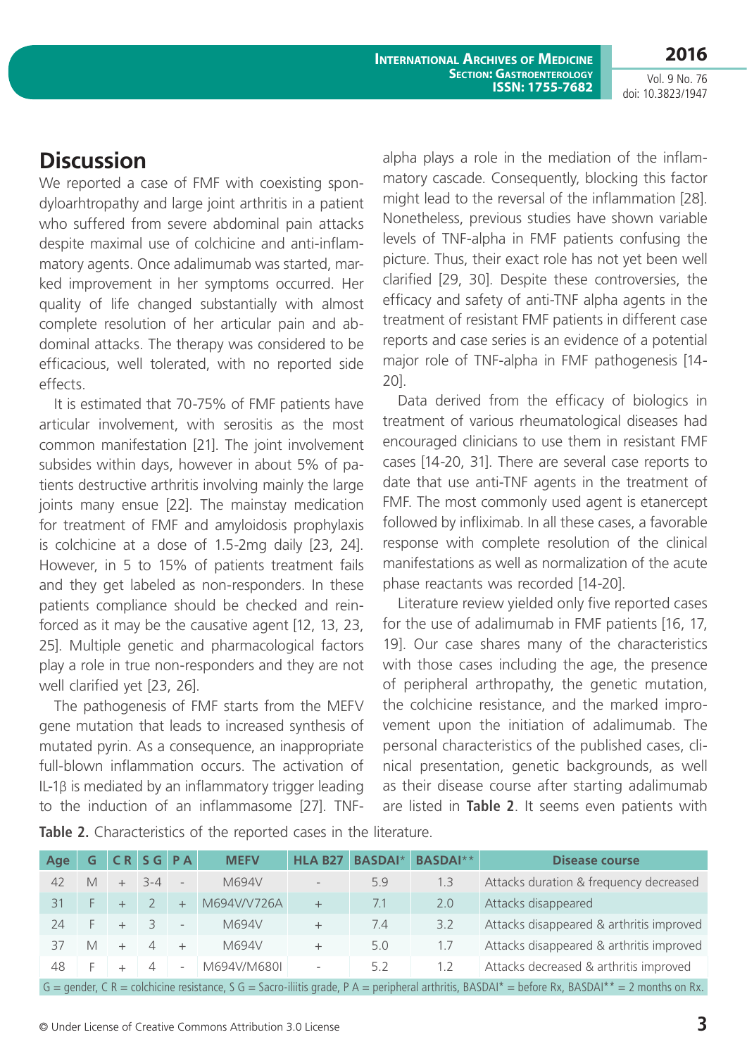## Discussion

We reported a case of FMF with coexisting spondyloarthropathy and large joint arthritis in a patient who suffered from severe abdominal pain attacks despite maximal use of colchicine and anti-inflammatory agents. Once adalimumab was started, marked improvement in her symptoms occurred. Her quality of life changed substantially with almost complete resolution of her articular pain and abdominal attacks. The therapy was considered to be efficacious, well tolerated, with no reported side effects.

It is estimated that 70-75% of FMF patients have articular involvement, with serositis as the most common manifestation [21]. The joint involvement subsides within days, however in about 5% of patients destructive arthritis involving mainly the large joints many ensue [22]. The mainstay medication for treatment of FMF and amyloidosis prophylaxis is colchicine at a dose of 1.5-2mg daily [23, 24]. However, in 5 to 15% of patients treatment fails and they get labeled as non-responders. In these patients compliance should be checked and reinforced as it may be the causative agent [12, 13, 23, 25]. Multiple genetic and pharmacological factors play a role in true non-responders and they are not well clarified yet [23, 26].

The pathogenesis of FMF starts from the MEFV gene mutation that leads to increased synthesis of mutated pyrin. As a consequence, an inappropriate full-blown inflammation occurs. The activation of IL-1β is mediated by an inflammatory trigger leading to the induction of an inflammasome [27]. TNF-alpha plays a role in the mediation of the inflammatory cascade. Consequently, blocking this factor might lead to the reversal of the inflammation [28]. Nonetheless, previous studies have shown variable levels of TNF-alpha in FMF patients confusing the picture. Thus, their exact role has not yet been well clarified [29, 30]. Despite these controversies, the efficacy and safety of anti-TNF alpha agents in the treatment of resistant FMF patients in different case reports and case series is an evidence of a potential major role of TNF-alpha in FMF pathogenesis [14-20].

Data derived from the efficacy of biologics in treatment of various rheumatological diseases had encouraged clinicians to use them in resistant FMF cases [14-20, 31]. There are several case reports to date that use anti-TNF agents in the treatment of FMF. The most commonly used agent is etanercept followed by infliximab. In all these cases, a favorable response with complete resolution of the clinical manifestations as well as normalization of the acute phase reactants was recorded [14-20].

Literature review yielded only five reported cases for the use of adalimumab in FMF patients [16, 17, 19]. Our case shares many of the characteristics with those cases including the age, the presence of peripheral arthropathy, the genetic mutation, the colchicine resistance, and the marked improvement upon the initiation of adalimumab. The personal characteristics of the published cases, clinical presentation, genetic backgrounds, as well as their disease course after starting adalimumab are listed in **Table 2**. It seems even patients with

**Table 2.** Characteristics of the reported cases in the literature.

| Age | G | C R | S G | P A | MEFV | HLA B27 | BASDAI* | BASDAI** | Disease course |
|---|---|---|---|---|---|---|---|---|---|
| 42 | M | + | 3-4 | - | M694V | - | 5.9 | 1.3 | Attacks duration & frequency decreased |
| 31 | F | + | 2 | + | M694V/V726A | + | 7.1 | 2.0 | Attacks disappeared |
| 24 | F | + | 3 | - | M694V | + | 7.4 | 3.2 | Attacks disappeared & arthritis improved |
| 37 | M | + | 4 | + | M694V | + | 5.0 | 1.7 | Attacks disappeared & arthritis improved |
| 48 | F | + | 4 | - | M694V/M680I | - | 5.2 | 1.2 | Attacks decreased & arthritis improved |

G = gender, C R = colchicine resistance, S G = Sacro-iliitis grade, P A = peripheral arthritis, BASDAI* = before Rx, BASDAI** = 2 months on Rx.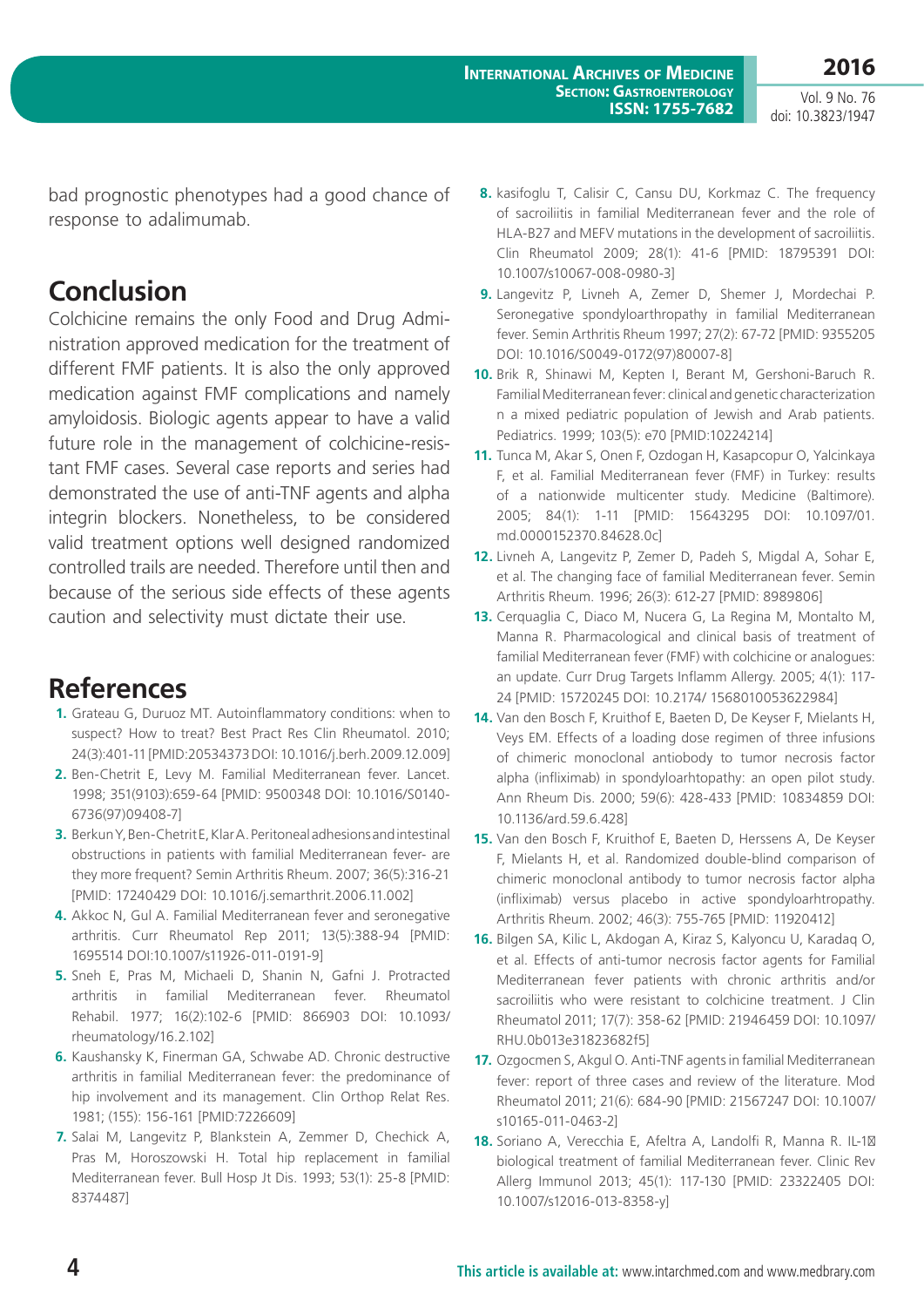bad prognostic phenotypes had a good chance of response to adalimumab.

## Conclusion

Colchicine remains the only Food and Drug Administration approved medication for the treatment of different FMF patients. It is also the only approved medication against FMF complications and namely amyloidosis. Biologic agents appear to have a valid future role in the management of colchicine-resistant FMF cases. Several case reports and series had demonstrated the use of anti-TNF agents and alpha integrin blockers. Nonetheless, to be considered valid treatment options well designed randomized controlled trails are needed. Therefore until then and because of the serious side effects of these agents caution and selectivity must dictate their use.

## References

1. Grateau G, Duruoz MT. Autoinflammatory conditions: when to suspect? How to treat? Best Pract Res Clin Rheumatol. 2010; 24(3):401-11 [PMID:20534373 DOI: 10.1016/j.berh.2009.12.009]
2. Ben-Chetrit E, Levy M. Familial Mediterranean fever. Lancet. 1998; 351(9103):659-64 [PMID: 9500348 DOI: 10.1016/S0140-6736(97)09408-7]
3. Berkun Y, Ben-Chetrit E, Klar A. Peritoneal adhesions and intestinal obstructions in patients with familial Mediterranean fever- are they more frequent? Semin Arthritis Rheum. 2007; 36(5):316-21 [PMID: 17240429 DOI: 10.1016/j.semarthrit.2006.11.002]
4. Akkoc N, Gul A. Familial Mediterranean fever and seronegative arthritis. Curr Rheumatol Rep 2011; 13(5):388-94 [PMID: 1695514 DOI:10.1007/s11926-011-0191-9]
5. Sneh E, Pras M, Michaeli D, Shanin N, Gafni J. Protracted arthritis in familial Mediterranean fever. Rheumatol Rehabil. 1977; 16(2):102-6 [PMID: 866903 DOI: 10.1093/rheumatology/16.2.102]
6. Kaushansky K, Finerman GA, Schwabe AD. Chronic destructive arthritis in familial Mediterranean fever: the predominance of hip involvement and its management. Clin Orthop Relat Res. 1981; (155): 156-161 [PMID:7226609]
7. Salai M, Langevitz P, Blankstein A, Zemmer D, Chechick A, Pras M, Horoszowski H. Total hip replacement in familial Mediterranean fever. Bull Hosp Jt Dis. 1993; 53(1): 25-8 [PMID: 8374487]
8. kasifoglu T, Calisir C, Cansu DU, Korkmaz C. The frequency of sacroiliitis in familial Mediterranean fever and the role of HLA-B27 and MEFV mutations in the development of sacroiliitis. Clin Rheumatol 2009; 28(1): 41-6 [PMID: 18795391 DOI: 10.1007/s10067-008-0980-3]
9. Langevitz P, Livneh A, Zemer D, Shemer J, Mordechai P. Seronegative spondyloarthropathy in familial Mediterranean fever. Semin Arthritis Rheum 1997; 27(2): 67-72 [PMID: 9355205 DOI: 10.1016/S0049-0172(97)80007-8]
10. Brik R, Shinawi M, Kepten I, Berant M, Gershoni-Baruch R. Familial Mediterranean fever: clinical and genetic characterization n a mixed pediatric population of Jewish and Arab patients. Pediatrics. 1999; 103(5): e70 [PMID:10224214]
11. Tunca M, Akar S, Onen F, Ozdogan H, Kasapcopur O, Yalcinkaya F, et al. Familial Mediterranean fever (FMF) in Turkey: results of a nationwide multicenter study. Medicine (Baltimore). 2005; 84(1): 1-11 [PMID: 15643295 DOI: 10.1097/01.md.0000152370.84628.0c]
12. Livneh A, Langevitz P, Zemer D, Padeh S, Migdal A, Sohar E, et al. The changing face of familial Mediterranean fever. Semin Arthritis Rheum. 1996; 26(3): 612-27 [PMID: 8989806]
13. Cerquaglia C, Diaco M, Nucera G, La Regina M, Montalto M, Manna R. Pharmacological and clinical basis of treatment of familial Mediterranean fever (FMF) with colchicine or analogues: an update. Curr Drug Targets Inflamm Allergy. 2005; 4(1): 117-24 [PMID: 15720245 DOI: 10.2174/ 1568010053622984]
14. Van den Bosch F, Kruithof E, Baeten D, De Keyser F, Mielants H, Veys EM. Effects of a loading dose regimen of three infusions of chimeric monoclonal antibody to tumor necrosis factor alpha (infliximab) in spondyloarhtopathy: an open pilot study. Ann Rheum Dis. 2000; 59(6): 428-433 [PMID: 10834859 DOI: 10.1136/ard.59.6.428]
15. Van den Bosch F, Kruithof E, Baeten D, Herssens A, De Keyser F, Mielants H, et al. Randomized double-blind comparison of chimeric monoclonal antibody to tumor necrosis factor alpha (infliximab) versus placebo in active spondyloarhtropathy. Arthritis Rheum. 2002; 46(3): 755-765 [PMID: 11920412]
16. Bilgen SA, Kilic L, Akdogan A, Kiraz S, Kalyoncu U, Karadaq O, et al. Effects of anti-tumor necrosis factor agents for Familial Mediterranean fever patients with chronic arthritis and/or sacroiliitis who were resistant to colchicine treatment. J Clin Rheumatol 2011; 17(7): 358-62 [PMID: 21946459 DOI: 10.1097/RHU.0b013e31823682f5]
17. Ozgocmen S, Akgul O. Anti-TNF agents in familial Mediterranean fever: report of three cases and review of the literature. Mod Rheumatol 2011; 21(6): 684-90 [PMID: 21567247 DOI: 10.1007/s10165-011-0463-2]
18. Soriano A, Verecchia E, Afeltra A, Landolfi R, Manna R. IL-1β biological treatment of familial Mediterranean fever. Clinic Rev Allerg Immunol 2013; 45(1): 117-130 [PMID: 23322405 DOI: 10.1007/s12016-013-8358-y]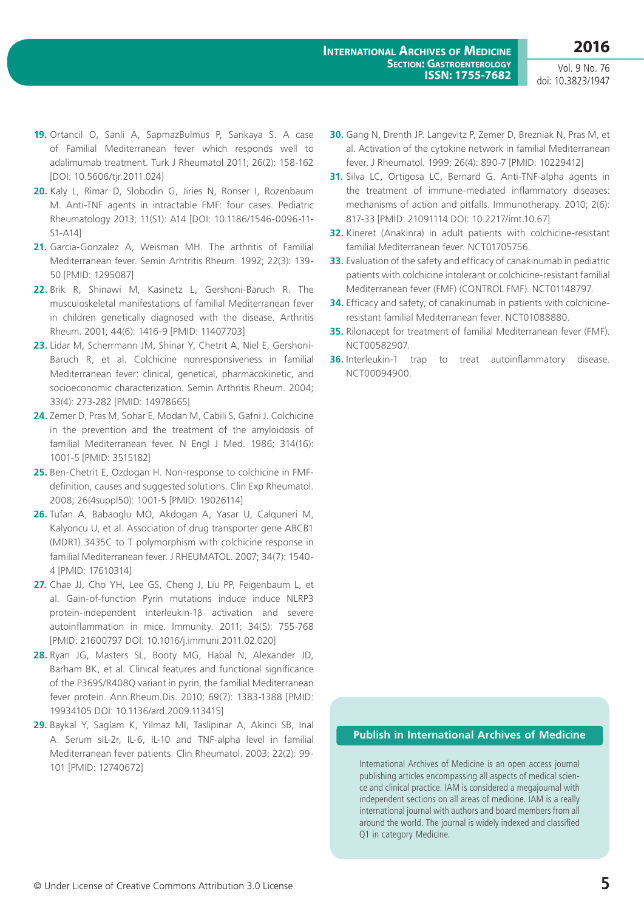19. Ortancil O, Sanli A, SapmazBulmus P, Sarikaya S. A case of Familial Mediterranean fever which responds well to adalimumab treatment. Turk J Rheumatol 2011; 26(2): 158-162 [DOI: 10.5606/tjr.2011.024]
20. Kaly L, Rimar D, Slobodin G, Jiries N, Ronser I, Rozenbaum M. Anti-TNF agents in intractable FMF: four cases. Pediatric Rheumatology 2013; 11(S1): A14 [DOI: 10.1186/1546-0096-11-S1-A14]
21. Garcia-Gonzalez A, Weisman MH. The arthritis of Familial Mediterranean fever. Semin Arhtritis Rheum. 1992; 22(3): 139-50 [PMID: 1295087]
22. Brik R, Shinawi M, Kasinetz L, Gershoni-Baruch R. The musculoskeletal manifestations of familial Mediterranean fever in children genetically diagnosed with the disease. Arthritis Rheum. 2001; 44(6): 1416-9 [PMID: 11407703]
23. Lidar M, Scherrmann JM, Shinar Y, Chetrit A, Niel E, Gershoni-Baruch R, et al. Colchicine nonresponsiveness in familial Mediterranean fever: clinical, genetical, pharmacokinetic, and socioeconomic characterization. Semin Arthritis Rheum. 2004; 33(4): 273-282 [PMID: 14978665]
24. Zemer D, Pras M, Sohar E, Modan M, Cabili S, Gafni J. Colchicine in the prevention and the treatment of the amyloidosis of familial Mediterranean fever. N Engl J Med. 1986; 314(16): 1001-5 [PMID: 3515182]
25. Ben-Chetrit E, Ozdogan H. Non-response to colchicine in FMF-definition, causes and suggested solutions. Clin Exp Rheumatol. 2008; 26(4suppl50): 1001-5 [PMID: 19026114]
26. Tufan A, Babaoglu MO, Akdogan A, Yasar U, Calquneri M, Kalyoncu U, et al. Association of drug transporter gene ABCB1 (MDR1) 3435C to T polymorphism with colchicine response in familial Mediterranean fever. J RHEUMATOL. 2007; 34(7): 1540-4 [PMID: 17610314]
27. Chae JJ, Cho YH, Lee GS, Cheng J, Liu PP, Feigenbaum L, et al. Gain-of-function Pyrin mutations induce induce NLRP3 protein-independent interleukin-1β activation and severe autoinflammation in mice. Immunity. 2011; 34(5): 755-768 [PMID: 21600797 DOI: 10.1016/j.immuni.2011.02.020]
28. Ryan JG, Masters SL, Booty MG, Habal N, Alexander JD, Barham BK, et al. Clinical features and functional significance of the P369S/R408Q variant in pyrin, the familial Mediterranean fever protein. Ann.Rheum.Dis. 2010; 69(7): 1383-1388 [PMID: 19934105 DOI: 10.1136/ard.2009.113415]
29. Baykal Y, Saglam K, Yilmaz MI, Taslipinar A, Akinci SB, Inal A. Serum sIL-2r, IL-6, IL-10 and TNF-alpha level in familial Mediterranean fever patients. Clin Rheumatol. 2003; 22(2): 99-101 [PMID: 12740672]
30. Gang N, Drenth JP. Langevitz P, Zemer D, Brezniak N, Pras M, et al. Activation of the cytokine network in familial Mediterranean fever. J Rheumatol. 1999; 26(4): 890-7 [PMID: 10229412]
31. Silva LC, Ortigosa LC, Bernard G. Anti-TNF-alpha agents in the treatment of immune-mediated inflammatory diseases: mechanisms of action and pitfalls. Immunotherapy. 2010; 2(6): 817-33 [PMID: 21091114 DOI: 10.2217/imt.10.67]
32. Kineret (Anakinra) in adult patients with colchicine-resistant familial Mediterranean fever. NCT01705756.
33. Evaluation of the safety and efficacy of canakinumab in pediatric patients with colchicine intolerant or colchicine-resistant familial Mediterranean fever (FMF) (CONTROL FMF). NCT01148797.
34. Efficacy and safety, of canakinumab in patients with colchicine-resistant familial Mediterranean fever. NCT01088880.
35. Rilonacept for treatment of familial Mediterranean fever (FMF). NCT00582907.
36. Interleukin-1 trap to treat autoinflammatory disease. NCT00094900.

**Publish in International Archives of Medicine**

International Archives of Medicine is an open access journal publishing articles encompassing all aspects of medical science and clinical practice. IAM is considered a megajournal with independent sections on all areas of medicine. IAM is a really international journal with authors and board members from all around the world. The journal is widely indexed and classified Q1 in category Medicine.